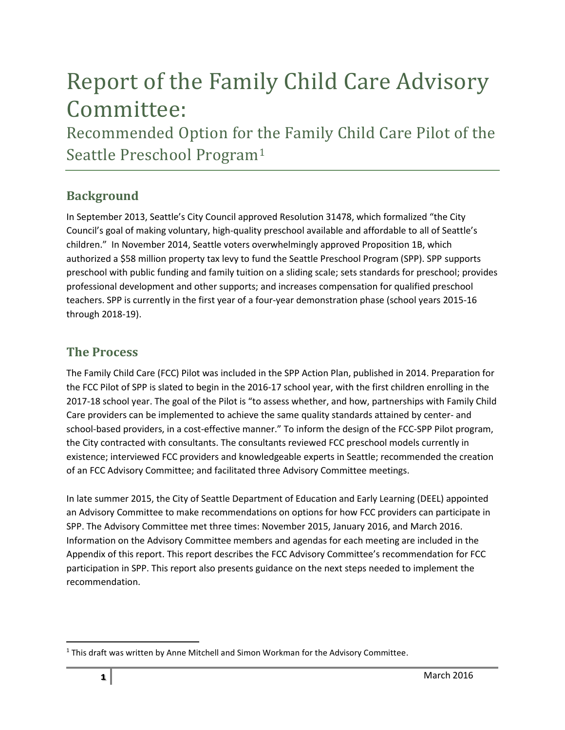# Report of the Family Child Care Advisory Committee:

## Recommended Option for the Family Child Care Pilot of the Seattle Preschool Program[1]

## Background

In September 2013, Seattle's City Council approved Resolution 31478, which formalized "the City Council's goal of making voluntary, high-quality preschool available and affordable to all of Seattle's children." In November 2014, Seattle voters overwhelmingly approved Proposition 1B, which authorized a $58 million property tax levy to fund the Seattle Preschool Program (SPP). SPP supports preschool with public funding and family tuition on a sliding scale; sets standards for preschool; provides professional development and other supports; and increases compensation for qualified preschool teachers. SPP is currently in the first year of a four-year demonstration phase (school years 2015-16 through 2018-19).

## The Process

The Family Child Care (FCC) Pilot was included in the SPP Action Plan, published in 2014. Preparation for the FCC Pilot of SPP is slated to begin in the 2016-17 school year, with the first children enrolling in the 2017-18 school year. The goal of the Pilot is "to assess whether, and how, partnerships with Family Child Care providers can be implemented to achieve the same quality standards attained by center- and school-based providers, in a cost-effective manner." To inform the design of the FCC-SPP Pilot program, the City contracted with consultants. The consultants reviewed FCC preschool models currently in existence; interviewed FCC providers and knowledgeable experts in Seattle; recommended the creation of an FCC Advisory Committee; and facilitated three Advisory Committee meetings.

In late summer 2015, the City of Seattle Department of Education and Early Learning (DEEL) appointed an Advisory Committee to make recommendations on options for how FCC providers can participate in SPP. The Advisory Committee met three times: November 2015, January 2016, and March 2016. Information on the Advisory Committee members and agendas for each meeting are included in the Appendix of this report. This report describes the FCC Advisory Committee's recommendation for FCC participation in SPP. This report also presents guidance on the next steps needed to implement the recommendation.

[1] This draft was written by Anne Mitchell and Simon Workman for the Advisory Committee.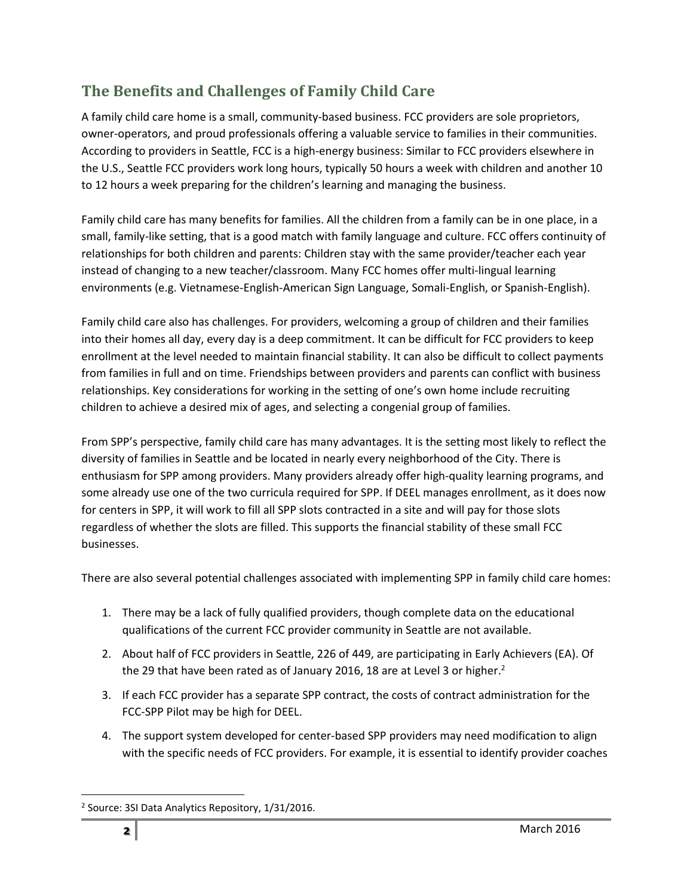## The Benefits and Challenges of Family Child Care

A family child care home is a small, community-based business. FCC providers are sole proprietors, owner-operators, and proud professionals offering a valuable service to families in their communities. According to providers in Seattle, FCC is a high-energy business: Similar to FCC providers elsewhere in the U.S., Seattle FCC providers work long hours, typically 50 hours a week with children and another 10 to 12 hours a week preparing for the children's learning and managing the business.

Family child care has many benefits for families. All the children from a family can be in one place, in a small, family-like setting, that is a good match with family language and culture. FCC offers continuity of relationships for both children and parents: Children stay with the same provider/teacher each year instead of changing to a new teacher/classroom. Many FCC homes offer multi-lingual learning environments (e.g. Vietnamese-English-American Sign Language, Somali-English, or Spanish-English).

Family child care also has challenges. For providers, welcoming a group of children and their families into their homes all day, every day is a deep commitment. It can be difficult for FCC providers to keep enrollment at the level needed to maintain financial stability. It can also be difficult to collect payments from families in full and on time. Friendships between providers and parents can conflict with business relationships. Key considerations for working in the setting of one's own home include recruiting children to achieve a desired mix of ages, and selecting a congenial group of families.

From SPP's perspective, family child care has many advantages. It is the setting most likely to reflect the diversity of families in Seattle and be located in nearly every neighborhood of the City. There is enthusiasm for SPP among providers. Many providers already offer high-quality learning programs, and some already use one of the two curricula required for SPP. If DEEL manages enrollment, as it does now for centers in SPP, it will work to fill all SPP slots contracted in a site and will pay for those slots regardless of whether the slots are filled. This supports the financial stability of these small FCC businesses.

There are also several potential challenges associated with implementing SPP in family child care homes:

1. There may be a lack of fully qualified providers, though complete data on the educational qualifications of the current FCC provider community in Seattle are not available.
2. About half of FCC providers in Seattle, 226 of 449, are participating in Early Achievers (EA). Of the 29 that have been rated as of January 2016, 18 are at Level 3 or higher.[2]
3. If each FCC provider has a separate SPP contract, the costs of contract administration for the FCC-SPP Pilot may be high for DEEL.
4. The support system developed for center-based SPP providers may need modification to align with the specific needs of FCC providers. For example, it is essential to identify provider coaches

[2] Source: 3SI Data Analytics Repository, 1/31/2016.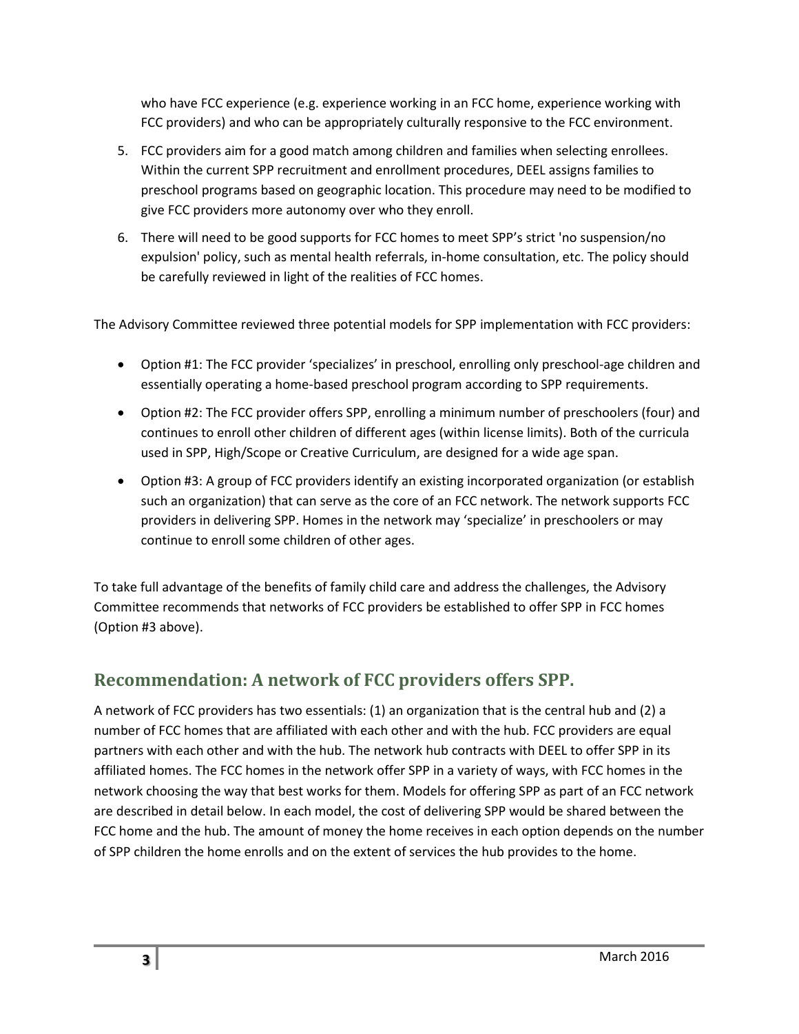who have FCC experience (e.g. experience working in an FCC home, experience working with FCC providers) and who can be appropriately culturally responsive to the FCC environment.

5. FCC providers aim for a good match among children and families when selecting enrollees. Within the current SPP recruitment and enrollment procedures, DEEL assigns families to preschool programs based on geographic location. This procedure may need to be modified to give FCC providers more autonomy over who they enroll.
6. There will need to be good supports for FCC homes to meet SPP's strict 'no suspension/no expulsion' policy, such as mental health referrals, in-home consultation, etc. The policy should be carefully reviewed in light of the realities of FCC homes.

The Advisory Committee reviewed three potential models for SPP implementation with FCC providers:

- Option #1: The FCC provider 'specializes' in preschool, enrolling only preschool-age children and essentially operating a home-based preschool program according to SPP requirements.
- Option #2: The FCC provider offers SPP, enrolling a minimum number of preschoolers (four) and continues to enroll other children of different ages (within license limits). Both of the curricula used in SPP, High/Scope or Creative Curriculum, are designed for a wide age span.
- Option #3: A group of FCC providers identify an existing incorporated organization (or establish such an organization) that can serve as the core of an FCC network. The network supports FCC providers in delivering SPP. Homes in the network may 'specialize' in preschoolers or may continue to enroll some children of other ages.

To take full advantage of the benefits of family child care and address the challenges, the Advisory Committee recommends that networks of FCC providers be established to offer SPP in FCC homes (Option #3 above).

## Recommendation: A network of FCC providers offers SPP.

A network of FCC providers has two essentials: (1) an organization that is the central hub and (2) a number of FCC homes that are affiliated with each other and with the hub. FCC providers are equal partners with each other and with the hub. The network hub contracts with DEEL to offer SPP in its affiliated homes. The FCC homes in the network offer SPP in a variety of ways, with FCC homes in the network choosing the way that best works for them. Models for offering SPP as part of an FCC network are described in detail below. In each model, the cost of delivering SPP would be shared between the FCC home and the hub. The amount of money the home receives in each option depends on the number of SPP children the home enrolls and on the extent of services the hub provides to the home.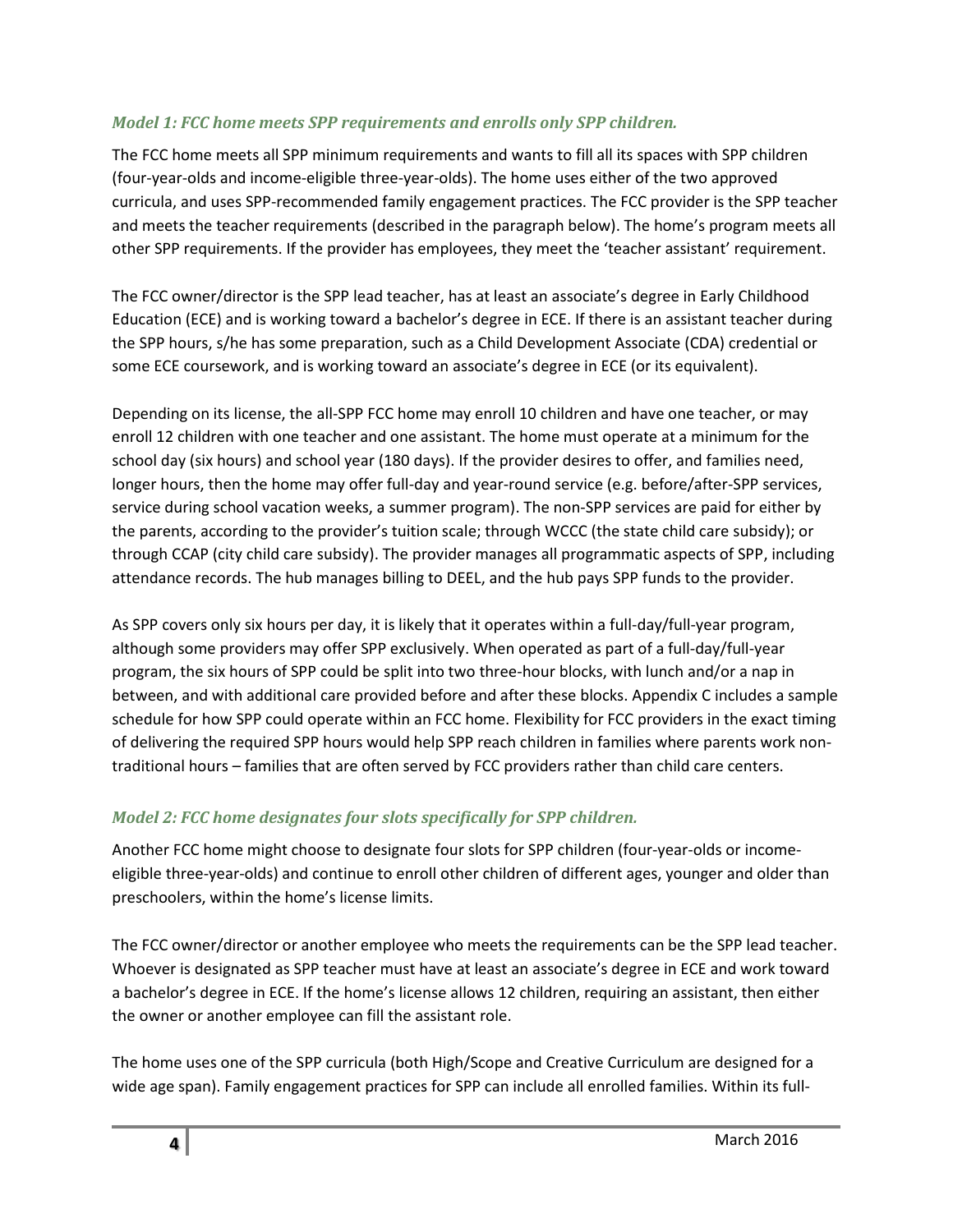### *Model 1: FCC home meets SPP requirements and enrolls only SPP children.*

The FCC home meets all SPP minimum requirements and wants to fill all its spaces with SPP children (four-year-olds and income-eligible three-year-olds). The home uses either of the two approved curricula, and uses SPP-recommended family engagement practices. The FCC provider is the SPP teacher and meets the teacher requirements (described in the paragraph below). The home's program meets all other SPP requirements. If the provider has employees, they meet the 'teacher assistant' requirement.

The FCC owner/director is the SPP lead teacher, has at least an associate's degree in Early Childhood Education (ECE) and is working toward a bachelor's degree in ECE. If there is an assistant teacher during the SPP hours, s/he has some preparation, such as a Child Development Associate (CDA) credential or some ECE coursework, and is working toward an associate's degree in ECE (or its equivalent).

Depending on its license, the all-SPP FCC home may enroll 10 children and have one teacher, or may enroll 12 children with one teacher and one assistant. The home must operate at a minimum for the school day (six hours) and school year (180 days). If the provider desires to offer, and families need, longer hours, then the home may offer full-day and year-round service (e.g. before/after-SPP services, service during school vacation weeks, a summer program). The non-SPP services are paid for either by the parents, according to the provider's tuition scale; through WCCC (the state child care subsidy); or through CCAP (city child care subsidy). The provider manages all programmatic aspects of SPP, including attendance records. The hub manages billing to DEEL, and the hub pays SPP funds to the provider.

As SPP covers only six hours per day, it is likely that it operates within a full-day/full-year program, although some providers may offer SPP exclusively. When operated as part of a full-day/full-year program, the six hours of SPP could be split into two three-hour blocks, with lunch and/or a nap in between, and with additional care provided before and after these blocks. Appendix C includes a sample schedule for how SPP could operate within an FCC home. Flexibility for FCC providers in the exact timing of delivering the required SPP hours would help SPP reach children in families where parents work non-traditional hours – families that are often served by FCC providers rather than child care centers.

### *Model 2: FCC home designates four slots specifically for SPP children.*

Another FCC home might choose to designate four slots for SPP children (four-year-olds or income-eligible three-year-olds) and continue to enroll other children of different ages, younger and older than preschoolers, within the home's license limits.

The FCC owner/director or another employee who meets the requirements can be the SPP lead teacher. Whoever is designated as SPP teacher must have at least an associate's degree in ECE and work toward a bachelor's degree in ECE. If the home's license allows 12 children, requiring an assistant, then either the owner or another employee can fill the assistant role.

The home uses one of the SPP curricula (both High/Scope and Creative Curriculum are designed for a wide age span). Family engagement practices for SPP can include all enrolled families. Within its full-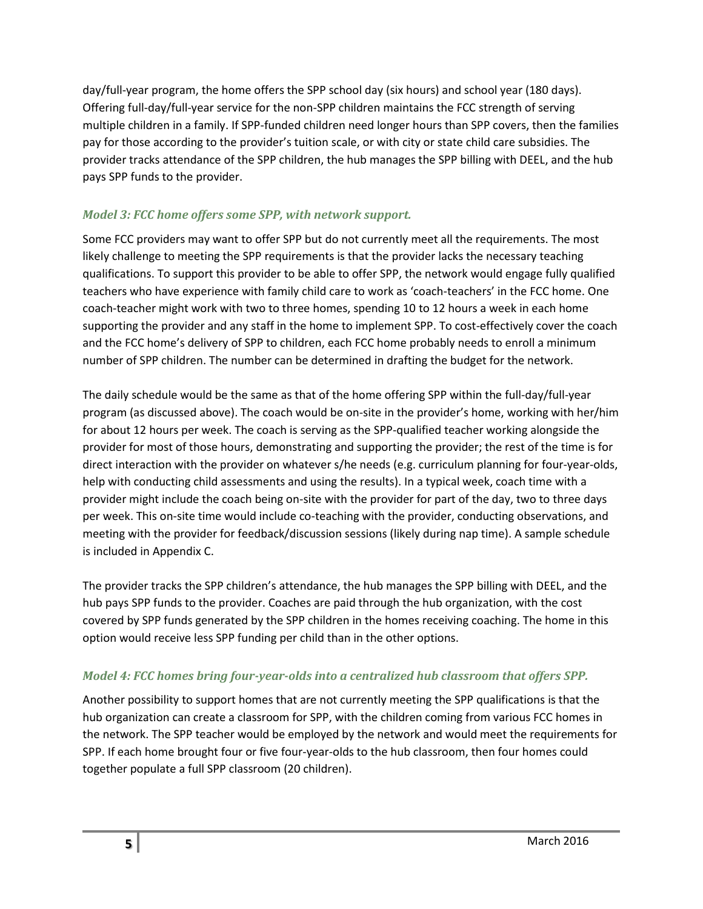day/full-year program, the home offers the SPP school day (six hours) and school year (180 days). Offering full-day/full-year service for the non-SPP children maintains the FCC strength of serving multiple children in a family. If SPP-funded children need longer hours than SPP covers, then the families pay for those according to the provider's tuition scale, or with city or state child care subsidies. The provider tracks attendance of the SPP children, the hub manages the SPP billing with DEEL, and the hub pays SPP funds to the provider.

### *Model 3: FCC home offers some SPP, with network support.*

Some FCC providers may want to offer SPP but do not currently meet all the requirements. The most likely challenge to meeting the SPP requirements is that the provider lacks the necessary teaching qualifications. To support this provider to be able to offer SPP, the network would engage fully qualified teachers who have experience with family child care to work as 'coach-teachers' in the FCC home. One coach-teacher might work with two to three homes, spending 10 to 12 hours a week in each home supporting the provider and any staff in the home to implement SPP. To cost-effectively cover the coach and the FCC home's delivery of SPP to children, each FCC home probably needs to enroll a minimum number of SPP children. The number can be determined in drafting the budget for the network.

The daily schedule would be the same as that of the home offering SPP within the full-day/full-year program (as discussed above). The coach would be on-site in the provider's home, working with her/him for about 12 hours per week. The coach is serving as the SPP-qualified teacher working alongside the provider for most of those hours, demonstrating and supporting the provider; the rest of the time is for direct interaction with the provider on whatever s/he needs (e.g. curriculum planning for four-year-olds, help with conducting child assessments and using the results). In a typical week, coach time with a provider might include the coach being on-site with the provider for part of the day, two to three days per week. This on-site time would include co-teaching with the provider, conducting observations, and meeting with the provider for feedback/discussion sessions (likely during nap time). A sample schedule is included in Appendix C.

The provider tracks the SPP children's attendance, the hub manages the SPP billing with DEEL, and the hub pays SPP funds to the provider. Coaches are paid through the hub organization, with the cost covered by SPP funds generated by the SPP children in the homes receiving coaching. The home in this option would receive less SPP funding per child than in the other options.

### *Model 4: FCC homes bring four-year-olds into a centralized hub classroom that offers SPP.*

Another possibility to support homes that are not currently meeting the SPP qualifications is that the hub organization can create a classroom for SPP, with the children coming from various FCC homes in the network. The SPP teacher would be employed by the network and would meet the requirements for SPP. If each home brought four or five four-year-olds to the hub classroom, then four homes could together populate a full SPP classroom (20 children).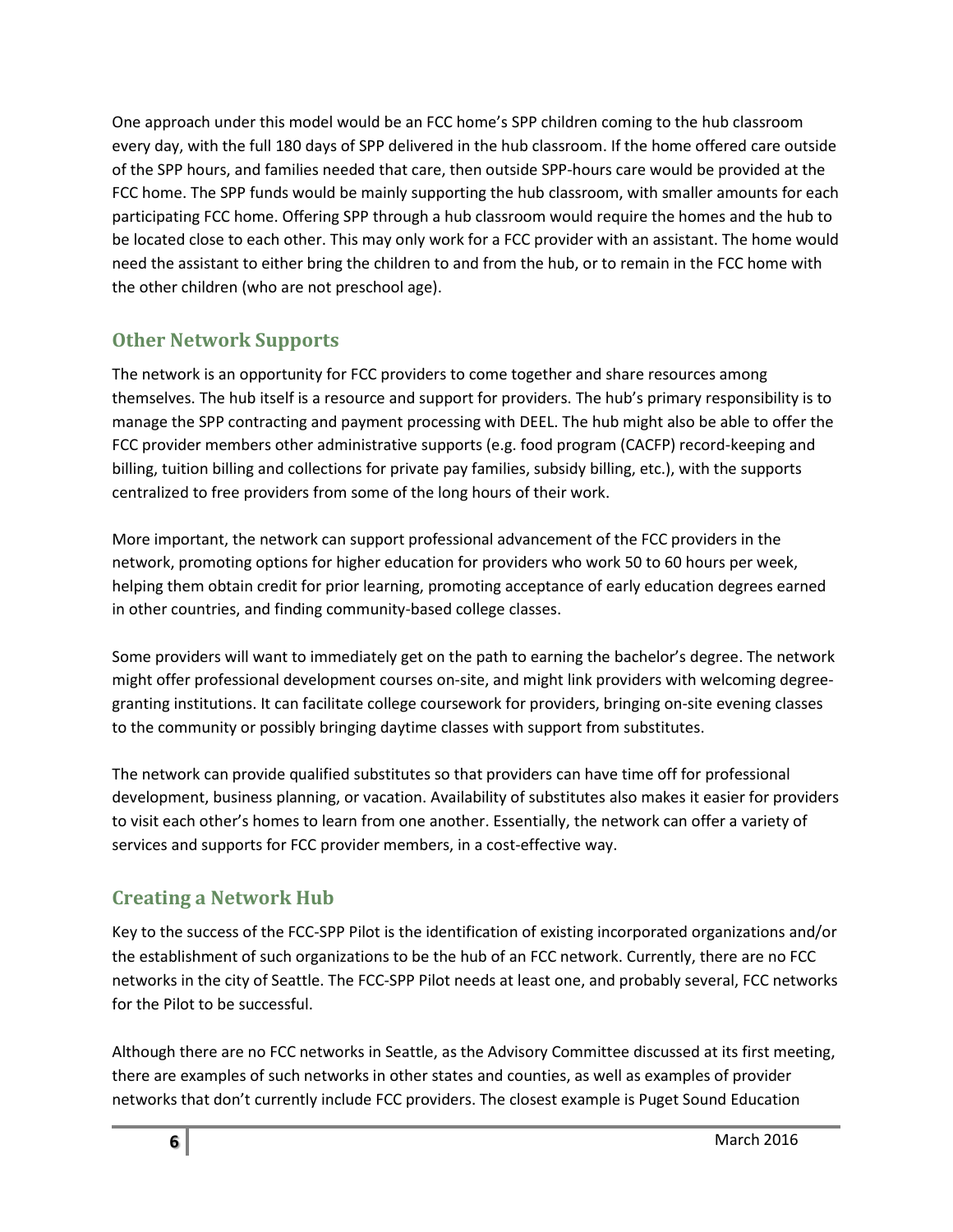One approach under this model would be an FCC home's SPP children coming to the hub classroom every day, with the full 180 days of SPP delivered in the hub classroom. If the home offered care outside of the SPP hours, and families needed that care, then outside SPP-hours care would be provided at the FCC home. The SPP funds would be mainly supporting the hub classroom, with smaller amounts for each participating FCC home. Offering SPP through a hub classroom would require the homes and the hub to be located close to each other. This may only work for a FCC provider with an assistant. The home would need the assistant to either bring the children to and from the hub, or to remain in the FCC home with the other children (who are not preschool age).

## Other Network Supports

The network is an opportunity for FCC providers to come together and share resources among themselves. The hub itself is a resource and support for providers. The hub's primary responsibility is to manage the SPP contracting and payment processing with DEEL. The hub might also be able to offer the FCC provider members other administrative supports (e.g. food program (CACFP) record-keeping and billing, tuition billing and collections for private pay families, subsidy billing, etc.), with the supports centralized to free providers from some of the long hours of their work.

More important, the network can support professional advancement of the FCC providers in the network, promoting options for higher education for providers who work 50 to 60 hours per week, helping them obtain credit for prior learning, promoting acceptance of early education degrees earned in other countries, and finding community-based college classes.

Some providers will want to immediately get on the path to earning the bachelor's degree. The network might offer professional development courses on-site, and might link providers with welcoming degree-granting institutions. It can facilitate college coursework for providers, bringing on-site evening classes to the community or possibly bringing daytime classes with support from substitutes.

The network can provide qualified substitutes so that providers can have time off for professional development, business planning, or vacation. Availability of substitutes also makes it easier for providers to visit each other's homes to learn from one another. Essentially, the network can offer a variety of services and supports for FCC provider members, in a cost-effective way.

## Creating a Network Hub

Key to the success of the FCC-SPP Pilot is the identification of existing incorporated organizations and/or the establishment of such organizations to be the hub of an FCC network. Currently, there are no FCC networks in the city of Seattle. The FCC-SPP Pilot needs at least one, and probably several, FCC networks for the Pilot to be successful.

Although there are no FCC networks in Seattle, as the Advisory Committee discussed at its first meeting, there are examples of such networks in other states and counties, as well as examples of provider networks that don't currently include FCC providers. The closest example is Puget Sound Education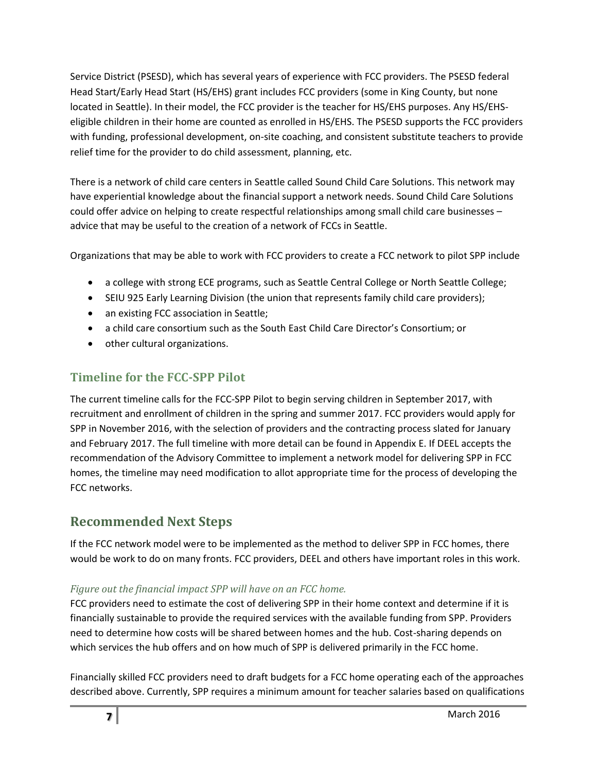Service District (PSESD), which has several years of experience with FCC providers. The PSESD federal Head Start/Early Head Start (HS/EHS) grant includes FCC providers (some in King County, but none located in Seattle). In their model, the FCC provider is the teacher for HS/EHS purposes. Any HS/EHS-eligible children in their home are counted as enrolled in HS/EHS. The PSESD supports the FCC providers with funding, professional development, on-site coaching, and consistent substitute teachers to provide relief time for the provider to do child assessment, planning, etc.

There is a network of child care centers in Seattle called Sound Child Care Solutions. This network may have experiential knowledge about the financial support a network needs. Sound Child Care Solutions could offer advice on helping to create respectful relationships among small child care businesses – advice that may be useful to the creation of a network of FCCs in Seattle.

Organizations that may be able to work with FCC providers to create a FCC network to pilot SPP include

- a college with strong ECE programs, such as Seattle Central College or North Seattle College;
- SEIU 925 Early Learning Division (the union that represents family child care providers);
- an existing FCC association in Seattle;
- a child care consortium such as the South East Child Care Director's Consortium; or
- other cultural organizations.

### Timeline for the FCC-SPP Pilot

The current timeline calls for the FCC-SPP Pilot to begin serving children in September 2017, with recruitment and enrollment of children in the spring and summer 2017. FCC providers would apply for SPP in November 2016, with the selection of providers and the contracting process slated for January and February 2017. The full timeline with more detail can be found in Appendix E. If DEEL accepts the recommendation of the Advisory Committee to implement a network model for delivering SPP in FCC homes, the timeline may need modification to allot appropriate time for the process of developing the FCC networks.

## Recommended Next Steps

If the FCC network model were to be implemented as the method to deliver SPP in FCC homes, there would be work to do on many fronts. FCC providers, DEEL and others have important roles in this work.

*Figure out the financial impact SPP will have on an FCC home.*

FCC providers need to estimate the cost of delivering SPP in their home context and determine if it is financially sustainable to provide the required services with the available funding from SPP. Providers need to determine how costs will be shared between homes and the hub. Cost-sharing depends on which services the hub offers and on how much of SPP is delivered primarily in the FCC home.

Financially skilled FCC providers need to draft budgets for a FCC home operating each of the approaches described above. Currently, SPP requires a minimum amount for teacher salaries based on qualifications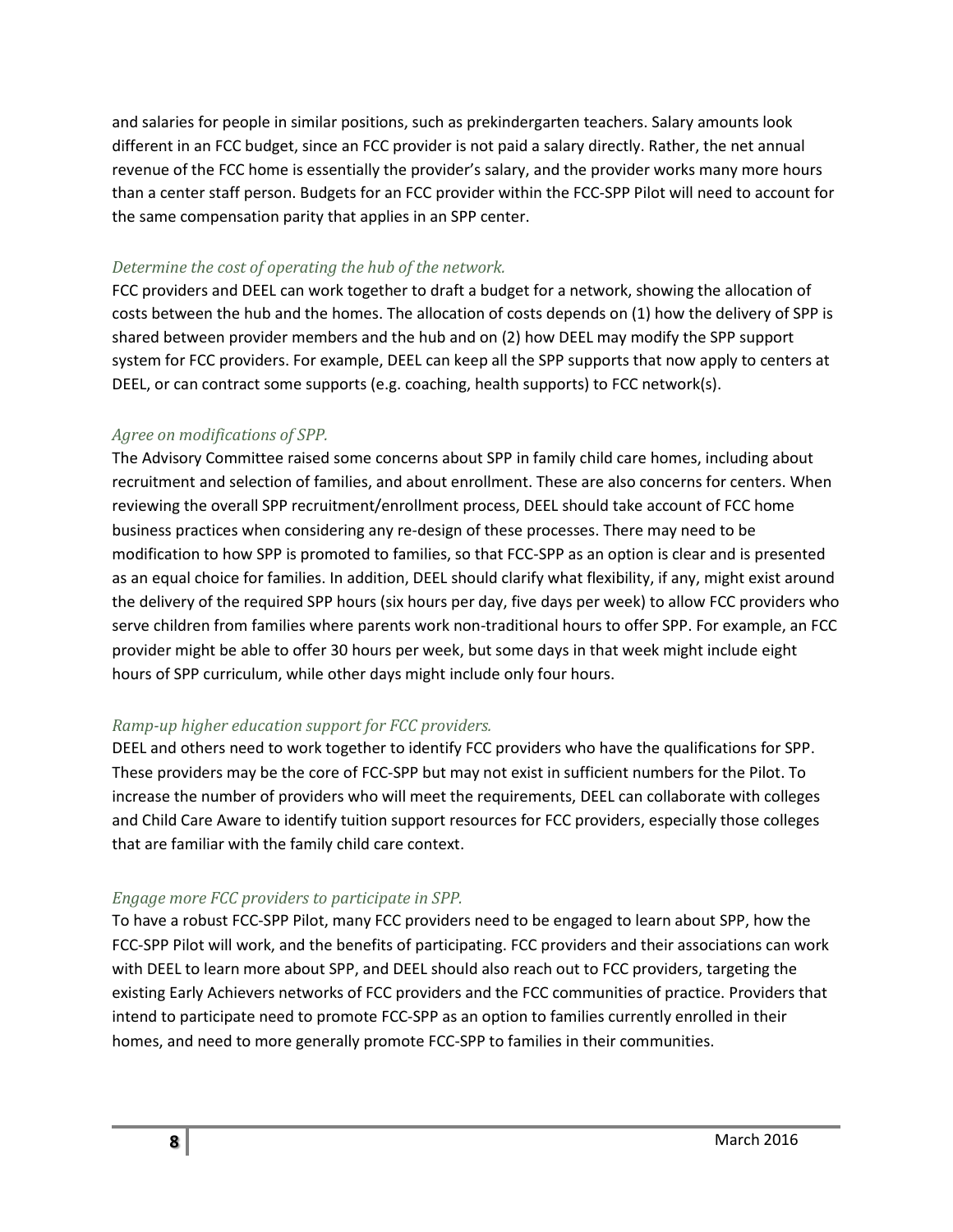and salaries for people in similar positions, such as prekindergarten teachers. Salary amounts look different in an FCC budget, since an FCC provider is not paid a salary directly. Rather, the net annual revenue of the FCC home is essentially the provider's salary, and the provider works many more hours than a center staff person. Budgets for an FCC provider within the FCC-SPP Pilot will need to account for the same compensation parity that applies in an SPP center.

### *Determine the cost of operating the hub of the network.*

FCC providers and DEEL can work together to draft a budget for a network, showing the allocation of costs between the hub and the homes. The allocation of costs depends on (1) how the delivery of SPP is shared between provider members and the hub and on (2) how DEEL may modify the SPP support system for FCC providers. For example, DEEL can keep all the SPP supports that now apply to centers at DEEL, or can contract some supports (e.g. coaching, health supports) to FCC network(s).

### *Agree on modifications of SPP.*

The Advisory Committee raised some concerns about SPP in family child care homes, including about recruitment and selection of families, and about enrollment. These are also concerns for centers. When reviewing the overall SPP recruitment/enrollment process, DEEL should take account of FCC home business practices when considering any re-design of these processes. There may need to be modification to how SPP is promoted to families, so that FCC-SPP as an option is clear and is presented as an equal choice for families. In addition, DEEL should clarify what flexibility, if any, might exist around the delivery of the required SPP hours (six hours per day, five days per week) to allow FCC providers who serve children from families where parents work non-traditional hours to offer SPP. For example, an FCC provider might be able to offer 30 hours per week, but some days in that week might include eight hours of SPP curriculum, while other days might include only four hours.

### *Ramp-up higher education support for FCC providers.*

DEEL and others need to work together to identify FCC providers who have the qualifications for SPP. These providers may be the core of FCC-SPP but may not exist in sufficient numbers for the Pilot. To increase the number of providers who will meet the requirements, DEEL can collaborate with colleges and Child Care Aware to identify tuition support resources for FCC providers, especially those colleges that are familiar with the family child care context.

### *Engage more FCC providers to participate in SPP.*

To have a robust FCC-SPP Pilot, many FCC providers need to be engaged to learn about SPP, how the FCC-SPP Pilot will work, and the benefits of participating. FCC providers and their associations can work with DEEL to learn more about SPP, and DEEL should also reach out to FCC providers, targeting the existing Early Achievers networks of FCC providers and the FCC communities of practice. Providers that intend to participate need to promote FCC-SPP as an option to families currently enrolled in their homes, and need to more generally promote FCC-SPP to families in their communities.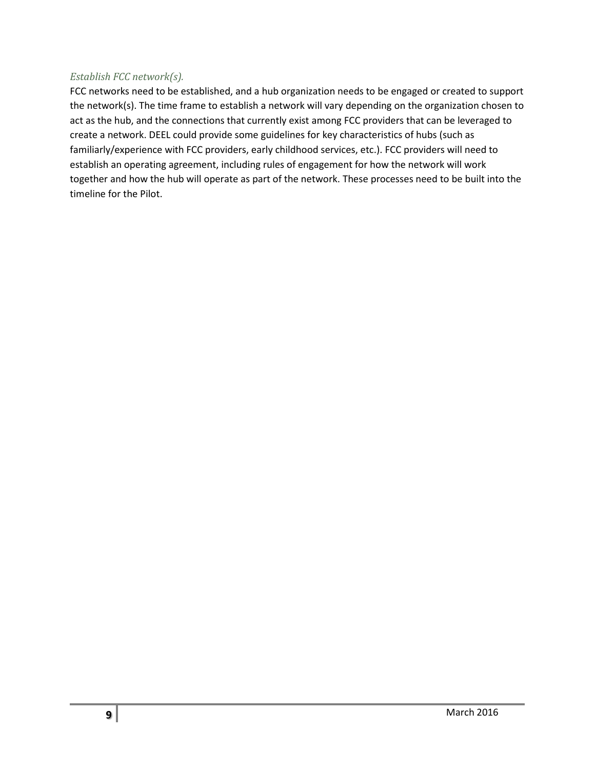*Establish FCC network(s).*

FCC networks need to be established, and a hub organization needs to be engaged or created to support the network(s). The time frame to establish a network will vary depending on the organization chosen to act as the hub, and the connections that currently exist among FCC providers that can be leveraged to create a network. DEEL could provide some guidelines for key characteristics of hubs (such as familiarly/experience with FCC providers, early childhood services, etc.). FCC providers will need to establish an operating agreement, including rules of engagement for how the network will work together and how the hub will operate as part of the network. These processes need to be built into the timeline for the Pilot.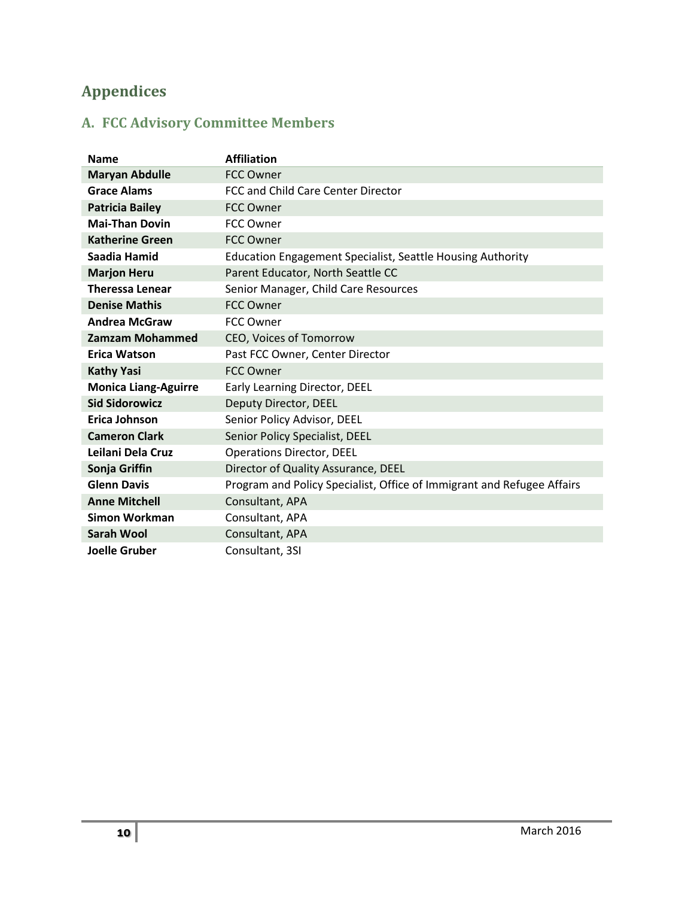# Appendices

## A. FCC Advisory Committee Members

| Name | Affiliation |
|---|---|
| **Maryan Abdulle** | FCC Owner |
| **Grace Alams** | FCC and Child Care Center Director |
| **Patricia Bailey** | FCC Owner |
| **Mai-Than Dovin** | FCC Owner |
| **Katherine Green** | FCC Owner |
| **Saadia Hamid** | Education Engagement Specialist, Seattle Housing Authority |
| **Marjon Heru** | Parent Educator, North Seattle CC |
| **Theressa Lenear** | Senior Manager, Child Care Resources |
| **Denise Mathis** | FCC Owner |
| **Andrea McGraw** | FCC Owner |
| **Zamzam Mohammed** | CEO, Voices of Tomorrow |
| **Erica Watson** | Past FCC Owner, Center Director |
| **Kathy Yasi** | FCC Owner |
| **Monica Liang-Aguirre** | Early Learning Director, DEEL |
| **Sid Sidorowicz** | Deputy Director, DEEL |
| **Erica Johnson** | Senior Policy Advisor, DEEL |
| **Cameron Clark** | Senior Policy Specialist, DEEL |
| **Leilani Dela Cruz** | Operations Director, DEEL |
| **Sonja Griffin** | Director of Quality Assurance, DEEL |
| **Glenn Davis** | Program and Policy Specialist, Office of Immigrant and Refugee Affairs |
| **Anne Mitchell** | Consultant, APA |
| **Simon Workman** | Consultant, APA |
| **Sarah Wool** | Consultant, APA |
| **Joelle Gruber** | Consultant, 3SI |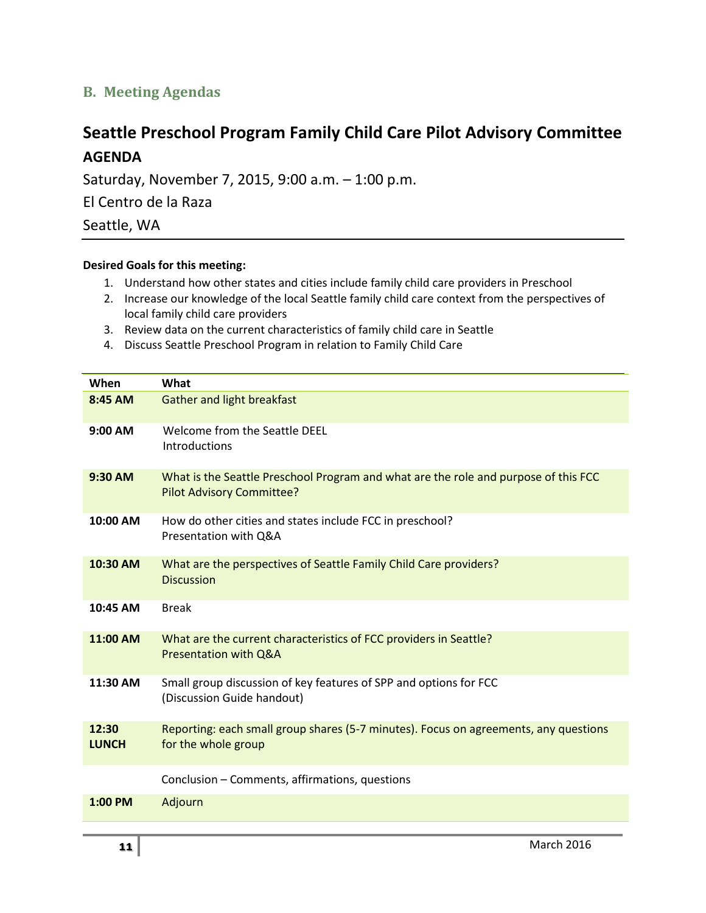## B. Meeting Agendas

# Seattle Preschool Program Family Child Care Pilot Advisory Committee

## AGENDA

Saturday, November 7, 2015, 9:00 a.m. – 1:00 p.m.

El Centro de la Raza

Seattle, WA

**Desired Goals for this meeting:**

1. Understand how other states and cities include family child care providers in Preschool
2. Increase our knowledge of the local Seattle family child care context from the perspectives of local family child care providers
3. Review data on the current characteristics of family child care in Seattle
4. Discuss Seattle Preschool Program in relation to Family Child Care

| When | What |
|---|---|
| **8:45 AM** | Gather and light breakfast |
| **9:00 AM** | Welcome from the Seattle DEEL<br>Introductions |
| **9:30 AM** | What is the Seattle Preschool Program and what are the role and purpose of this FCC Pilot Advisory Committee? |
| **10:00 AM** | How do other cities and states include FCC in preschool?<br>Presentation with Q&A |
| **10:30 AM** | What are the perspectives of Seattle Family Child Care providers?<br>Discussion |
| **10:45 AM** | Break |
| **11:00 AM** | What are the current characteristics of FCC providers in Seattle?<br>Presentation with Q&A |
| **11:30 AM** | Small group discussion of key features of SPP and options for FCC<br>(Discussion Guide handout) |
| **12:30 LUNCH** | Reporting: each small group shares (5-7 minutes). Focus on agreements, any questions for the whole group |
| | Conclusion – Comments, affirmations, questions |
| **1:00 PM** | Adjourn |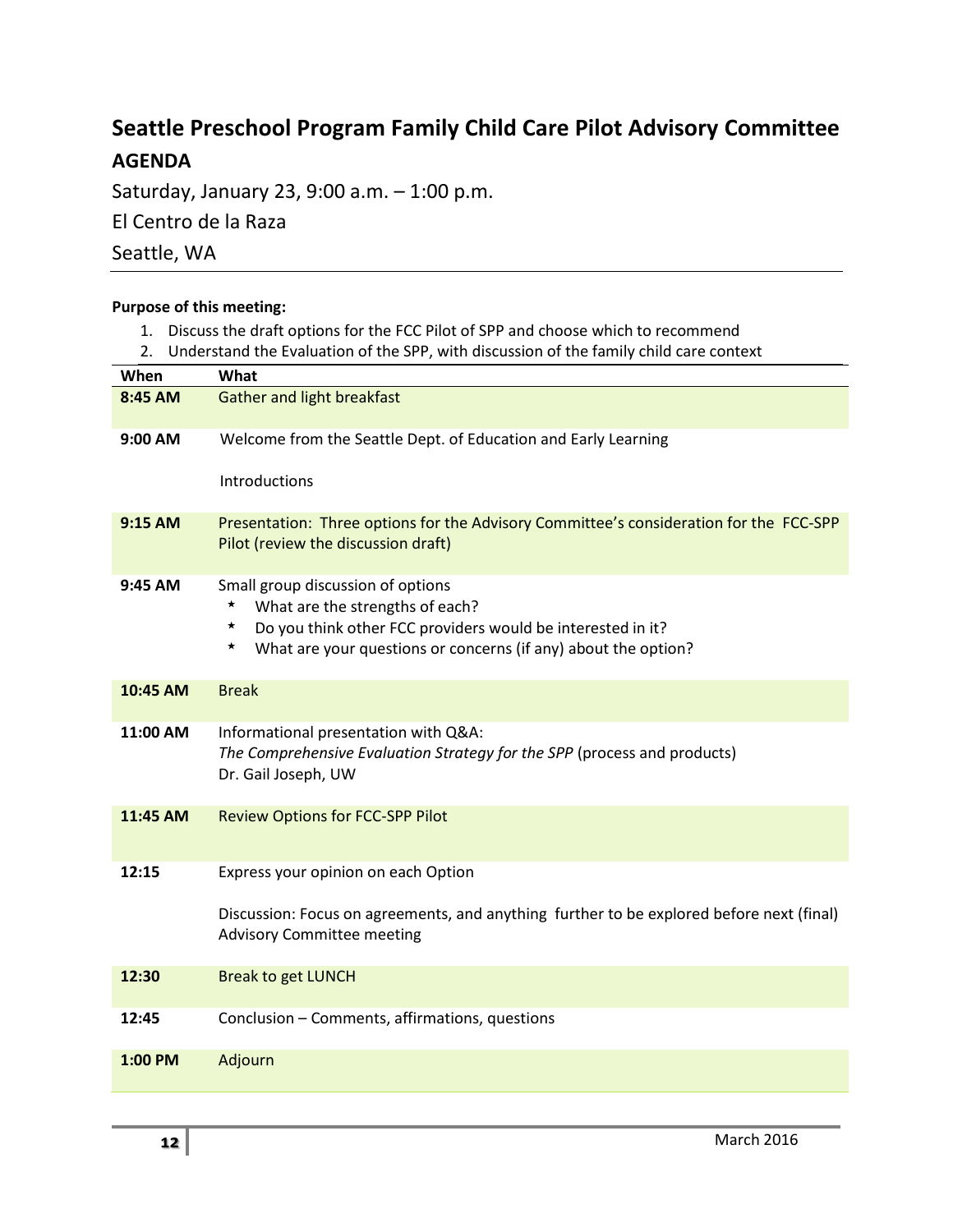## Seattle Preschool Program Family Child Care Pilot Advisory Committee

### AGENDA

Saturday, January 23, 9:00 a.m. – 1:00 p.m.

El Centro de la Raza

Seattle, WA

**Purpose of this meeting:**

1. Discuss the draft options for the FCC Pilot of SPP and choose which to recommend
2. Understand the Evaluation of the SPP, with discussion of the family child care context

| When | What |
| --- | --- |
| **8:45 AM** | Gather and light breakfast |
| **9:00 AM** | Welcome from the Seattle Dept. of Education and Early Learning<br><br>Introductions |
| **9:15 AM** | Presentation: Three options for the Advisory Committee's consideration for the FCC-SPP Pilot (review the discussion draft) |
| **9:45 AM** | Small group discussion of options<br>* What are the strengths of each?<br>* Do you think other FCC providers would be interested in it?<br>* What are your questions or concerns (if any) about the option? |
| **10:45 AM** | Break |
| **11:00 AM** | Informational presentation with Q&A:<br>*The Comprehensive Evaluation Strategy for the SPP* (process and products)<br>Dr. Gail Joseph, UW |
| **11:45 AM** | Review Options for FCC-SPP Pilot |
| **12:15** | Express your opinion on each Option<br><br>Discussion: Focus on agreements, and anything further to be explored before next (final) Advisory Committee meeting |
| **12:30** | Break to get LUNCH |
| **12:45** | Conclusion – Comments, affirmations, questions |
| **1:00 PM** | Adjourn |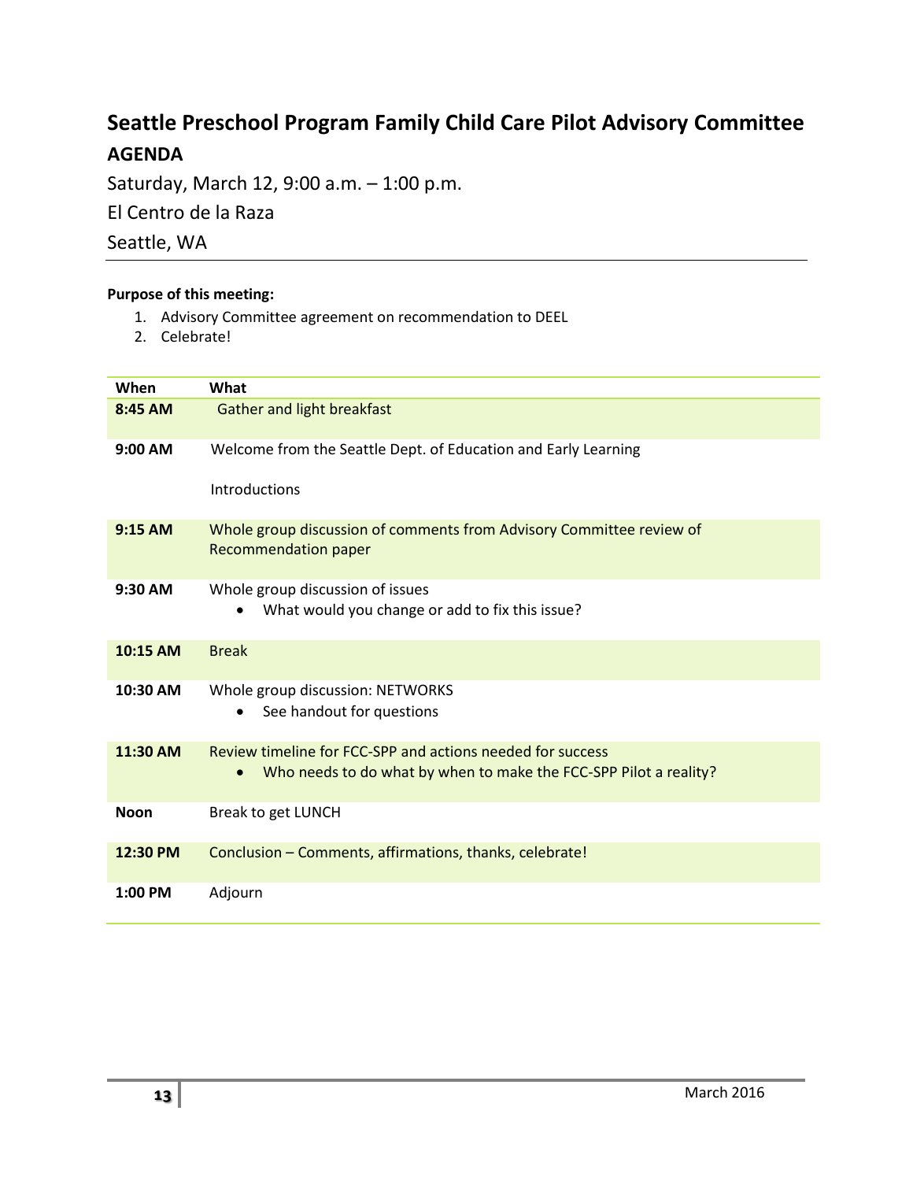# Seattle Preschool Program Family Child Care Pilot Advisory Committee

## AGENDA

Saturday, March 12, 9:00 a.m. – 1:00 p.m.

El Centro de la Raza

Seattle, WA

**Purpose of this meeting:**

1. Advisory Committee agreement on recommendation to DEEL
2. Celebrate!

| When | What |
|---|---|
| **8:45 AM** | Gather and light breakfast |
| **9:00 AM** | Welcome from the Seattle Dept. of Education and Early Learning<br><br>Introductions |
| **9:15 AM** | Whole group discussion of comments from Advisory Committee review of Recommendation paper |
| **9:30 AM** | Whole group discussion of issues<br>• What would you change or add to fix this issue? |
| **10:15 AM** | Break |
| **10:30 AM** | Whole group discussion: NETWORKS<br>• See handout for questions |
| **11:30 AM** | Review timeline for FCC-SPP and actions needed for success<br>• Who needs to do what by when to make the FCC-SPP Pilot a reality? |
| **Noon** | Break to get LUNCH |
| **12:30 PM** | Conclusion – Comments, affirmations, thanks, celebrate! |
| **1:00 PM** | Adjourn |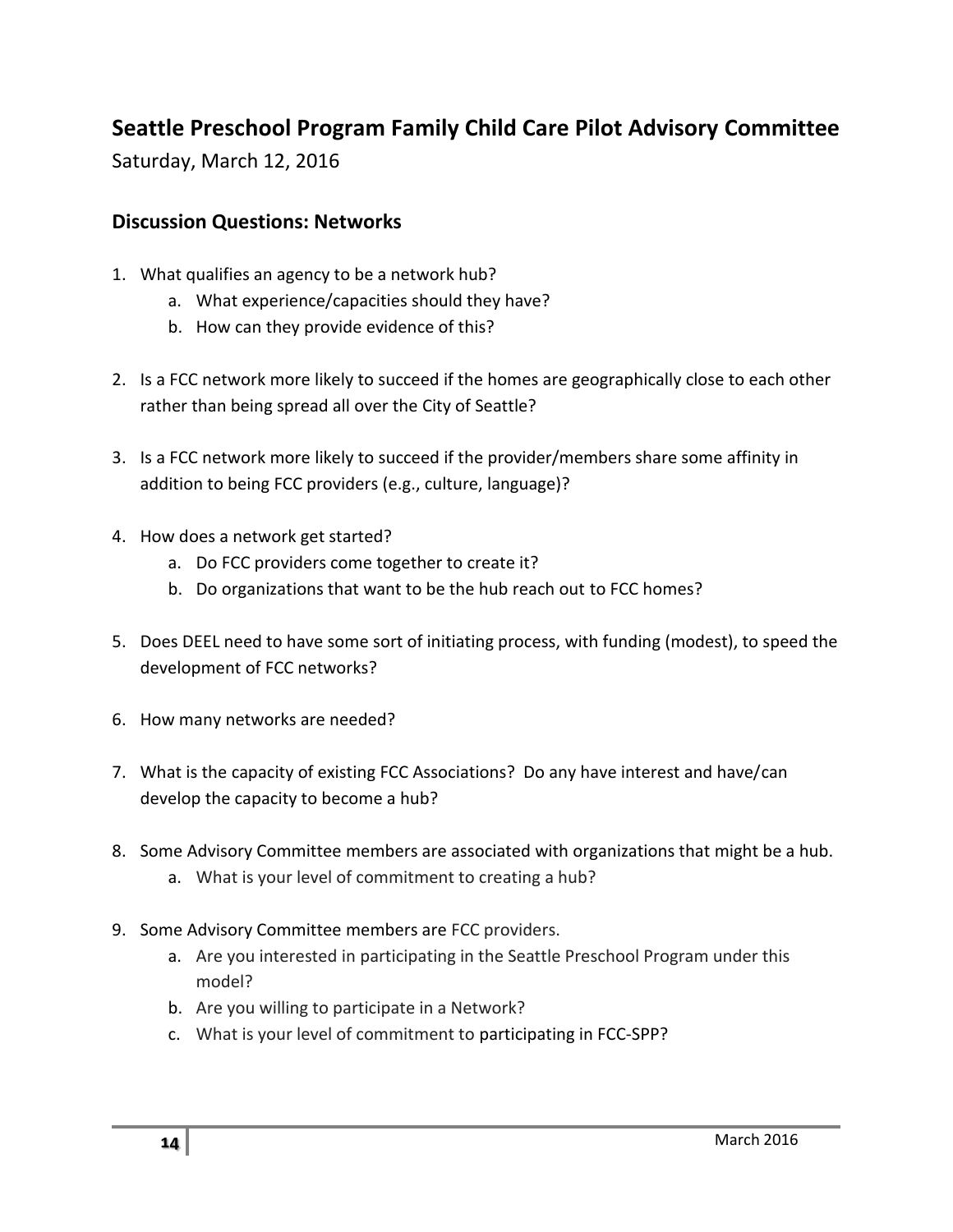## Seattle Preschool Program Family Child Care Pilot Advisory Committee

Saturday, March 12, 2016

### Discussion Questions: Networks

1. What qualifies an agency to be a network hub?
   a. What experience/capacities should they have?
   b. How can they provide evidence of this?

2. Is a FCC network more likely to succeed if the homes are geographically close to each other rather than being spread all over the City of Seattle?

3. Is a FCC network more likely to succeed if the provider/members share some affinity in addition to being FCC providers (e.g., culture, language)?

4. How does a network get started?
   a. Do FCC providers come together to create it?
   b. Do organizations that want to be the hub reach out to FCC homes?

5. Does DEEL need to have some sort of initiating process, with funding (modest), to speed the development of FCC networks?

6. How many networks are needed?

7. What is the capacity of existing FCC Associations? Do any have interest and have/can develop the capacity to become a hub?

8. Some Advisory Committee members are associated with organizations that might be a hub.
   a. What is your level of commitment to creating a hub?

9. Some Advisory Committee members are FCC providers.
   a. Are you interested in participating in the Seattle Preschool Program under this model?
   b. Are you willing to participate in a Network?
   c. What is your level of commitment to participating in FCC-SPP?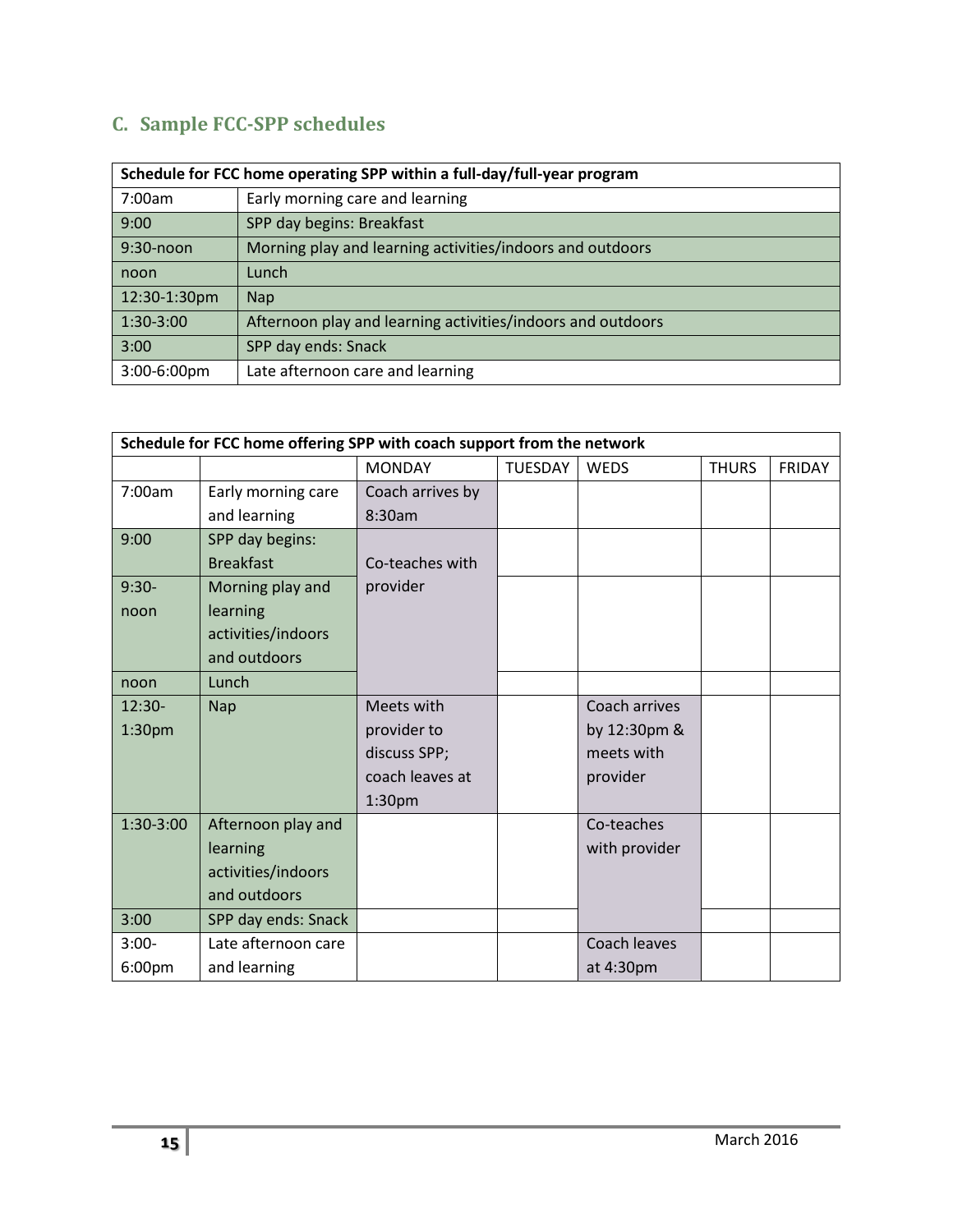## C. Sample FCC-SPP schedules

| Schedule for FCC home operating SPP within a full-day/full-year program | |
|---|---|
| 7:00am | Early morning care and learning |
| 9:00 | SPP day begins: Breakfast |
| 9:30-noon | Morning play and learning activities/indoors and outdoors |
| noon | Lunch |
| 12:30-1:30pm | Nap |
| 1:30-3:00 | Afternoon play and learning activities/indoors and outdoors |
| 3:00 | SPP day ends: Snack |
| 3:00-6:00pm | Late afternoon care and learning |

| Schedule for FCC home offering SPP with coach support from the network | | | | | | |
|---|---|---|---|---|---|---|
| | | MONDAY | TUESDAY | WEDS | THURS | FRIDAY |
| 7:00am | Early morning care and learning | Coach arrives by 8:30am | | | | |
| 9:00 | SPP day begins: Breakfast | Co-teaches with provider | | | | |
| 9:30-noon | Morning play and learning activities/indoors and outdoors | | | | | |
| noon | Lunch | | | | | |
| 12:30-1:30pm | Nap | Meets with provider to discuss SPP; coach leaves at 1:30pm | | Coach arrives by 12:30pm & meets with provider | | |
| 1:30-3:00 | Afternoon play and learning activities/indoors and outdoors | | | Co-teaches with provider | | |
| 3:00 | SPP day ends: Snack | | | | | |
| 3:00-6:00pm | Late afternoon care and learning | | | Coach leaves at 4:30pm | | |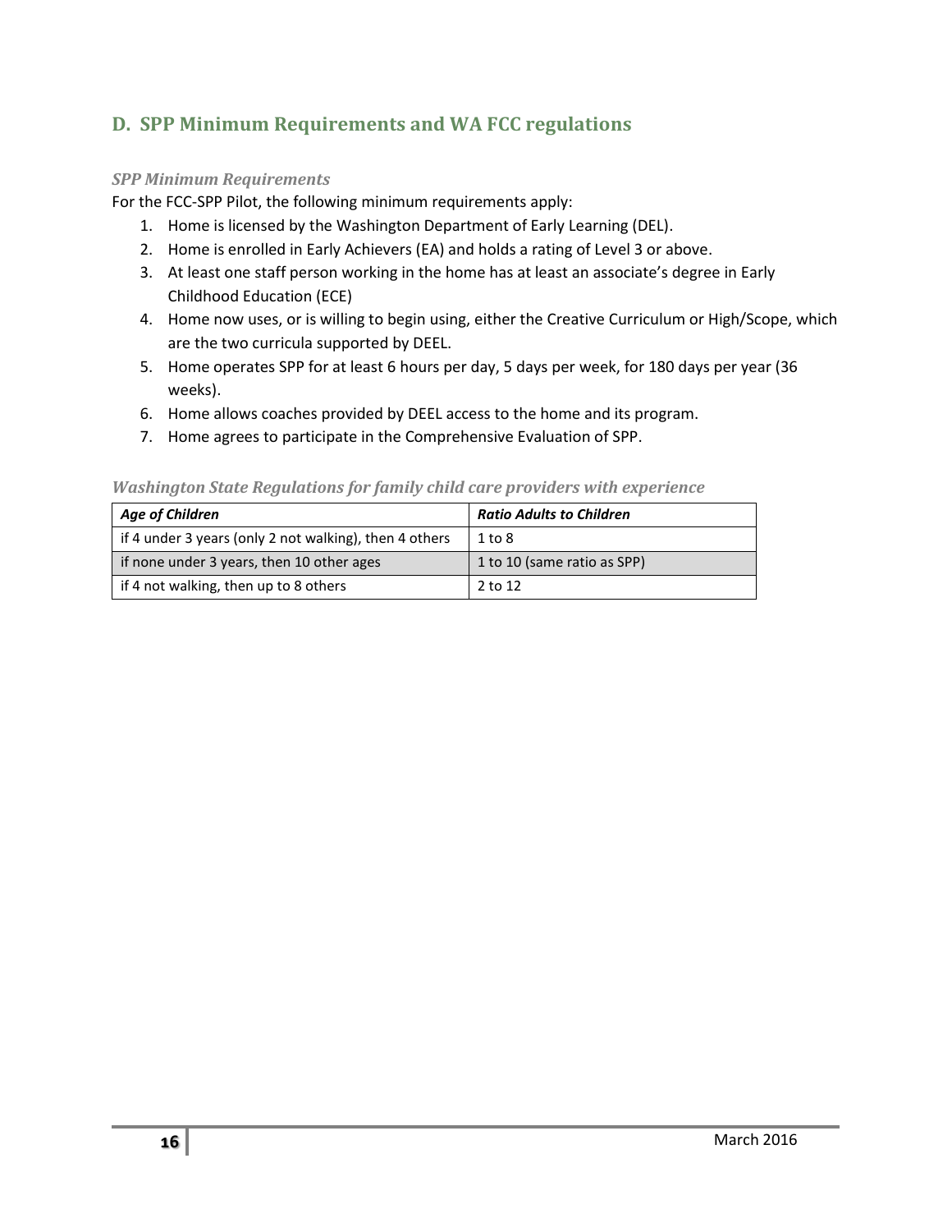## D. SPP Minimum Requirements and WA FCC regulations

### *SPP Minimum Requirements*

For the FCC-SPP Pilot, the following minimum requirements apply:

1. Home is licensed by the Washington Department of Early Learning (DEL).
2. Home is enrolled in Early Achievers (EA) and holds a rating of Level 3 or above.
3. At least one staff person working in the home has at least an associate's degree in Early Childhood Education (ECE)
4. Home now uses, or is willing to begin using, either the Creative Curriculum or High/Scope, which are the two curricula supported by DEEL.
5. Home operates SPP for at least 6 hours per day, 5 days per week, for 180 days per year (36 weeks).
6. Home allows coaches provided by DEEL access to the home and its program.
7. Home agrees to participate in the Comprehensive Evaluation of SPP.

### *Washington State Regulations for family child care providers with experience*

| ***Age of Children*** | ***Ratio Adults to Children*** |
|---|---|
| if 4 under 3 years (only 2 not walking), then 4 others | 1 to 8 |
| if none under 3 years, then 10 other ages | 1 to 10 (same ratio as SPP) |
| if 4 not walking, then up to 8 others | 2 to 12 |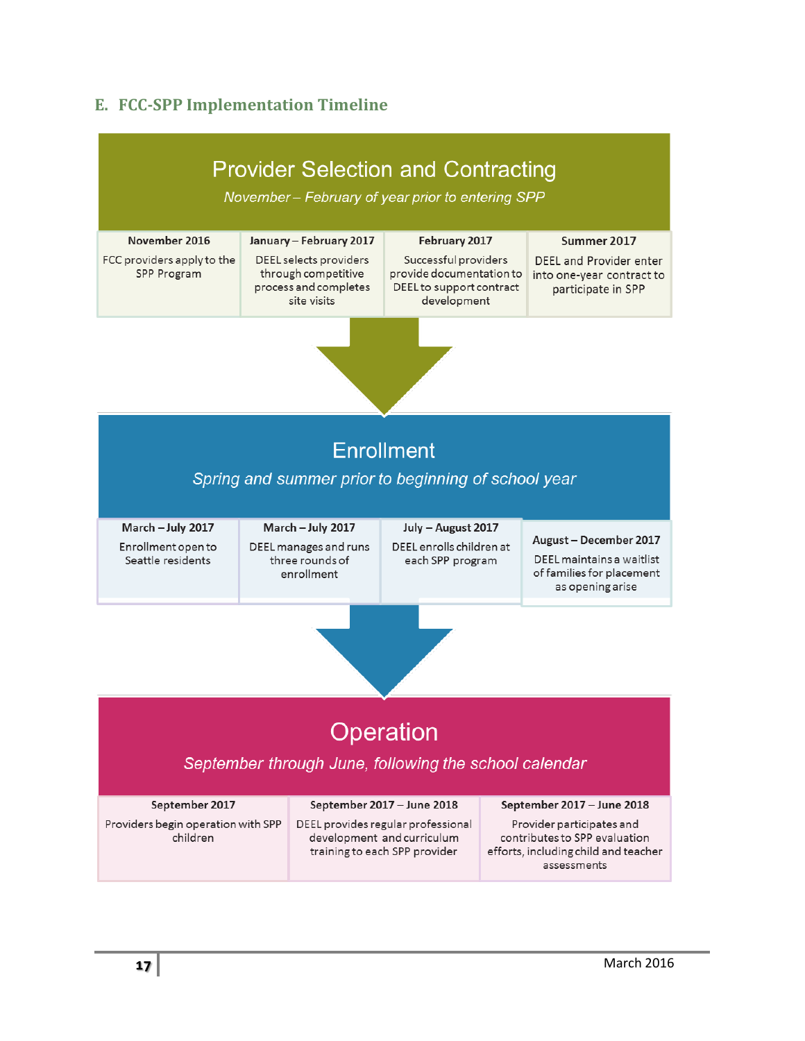## E. FCC-SPP Implementation Timeline

### Provider Selection and Contracting

*November – February of year prior to entering SPP*

| November 2016 | January – February 2017 | February 2017 | Summer 2017 |
| --- | --- | --- | --- |
| FCC providers apply to the SPP Program | DEEL selects providers through competitive process and completes site visits | Successful providers provide documentation to DEEL to support contract development | DEEL and Provider enter into one-year contract to participate in SPP |

### Enrollment

*Spring and summer prior to beginning of school year*

| March – July 2017 | March – July 2017 | July – August 2017 | August – December 2017 |
| --- | --- | --- | --- |
| Enrollment open to Seattle residents | DEEL manages and runs three rounds of enrollment | DEEL enrolls children at each SPP program | DEEL maintains a waitlist of families for placement as opening arise |

### Operation

*September through June, following the school calendar*

| September 2017 | September 2017 – June 2018 | September 2017 – June 2018 |
| --- | --- | --- |
| Providers begin operation with SPP children | DEEL provides regular professional development and curriculum training to each SPP provider | Provider participates and contributes to SPP evaluation efforts, including child and teacher assessments |

March 2016